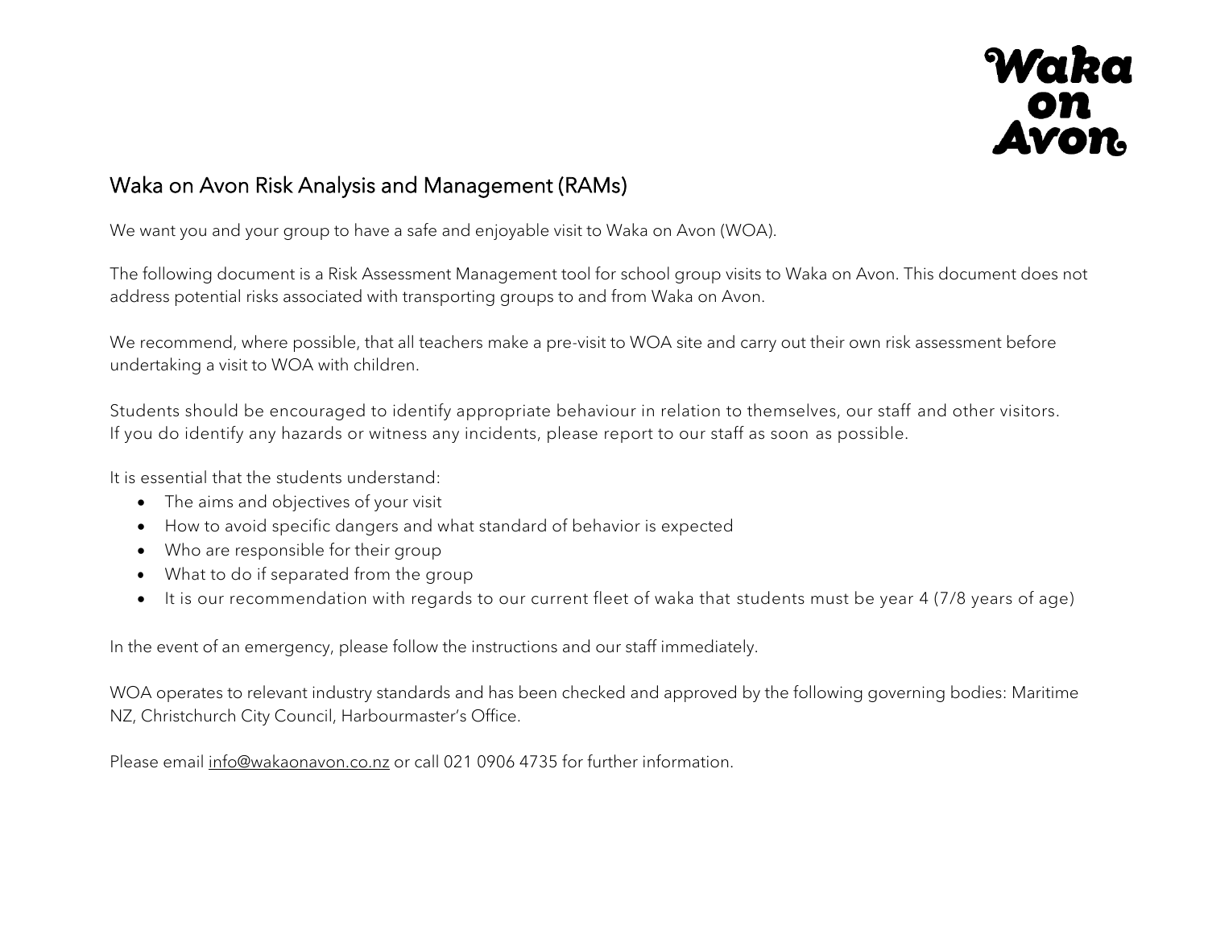Waka on Avon

# Waka on Avon Risk Analysis and Management (RAMs)

We want you and your group to have a safe and enjoyable visit to Waka on Avon (WOA).

The following document is a Risk Assessment Management tool for school group visits to Waka on Avon. This document does not address potential risks associated with transporting groups to and from Waka on Avon.

We recommend, where possible, that all teachers make a pre-visit to WOA site and carry out their own risk assessment before undertaking a visit to WOA with children.

Students should be encouraged to identify appropriate behaviour in relation to themselves, our staff and other visitors. If you do identify any hazards or witness any incidents, please report to our staff as soon as possible.

It is essential that the students understand:

- The aims and objectives of your visit
- How to avoid specific dangers and what standard of behavior is expected
- Who are responsible for their group
- What to do if separated from the group
- It is our recommendation with regards to our current fleet of waka that students must be year 4 (7/8 years of age)

In the event of an emergency, please follow the instructions and our staff immediately.

WOA operates to relevant industry standards and has been checked and approved by the following governing bodies: Maritime NZ, Christchurch City Council, Harbourmaster's Office.

Please email info@wakaonavon.co.nz or call 021 0906 4735 for further information.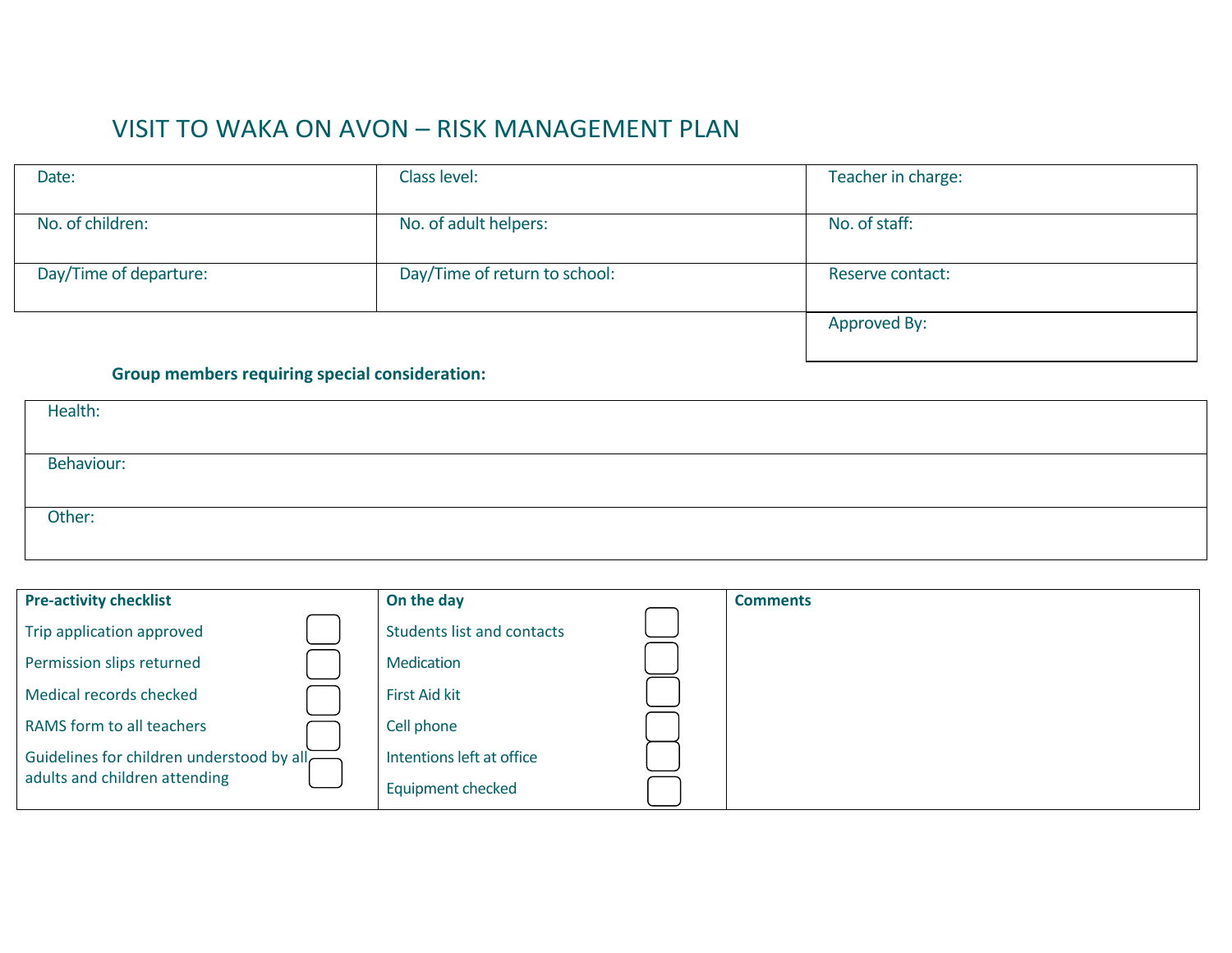# VISIT TO WAKA ON AVON – RISK MANAGEMENT PLAN

| Date: | Class level: | Teacher in charge: |
|---|---|---|
| No. of children: | No. of adult helpers: | No. of staff: |
| Day/Time of departure: | Day/Time of return to school: | Reserve contact: |
| | | Approved By: |

**Group members requiring special consideration:**

| Health: |
|---|
| Behaviour: |
| Other: |

| **Pre-activity checklist** | | **On the day** | | **Comments** |
|---|---|---|---|---|
| Trip application approved | ☐ | Students list and contacts | ☐ | |
| Permission slips returned | ☐ | Medication | ☐ | |
| Medical records checked | ☐ | First Aid kit | ☐ | |
| RAMS form to all teachers | ☐ | Cell phone | ☐ | |
| Guidelines for children understood by all adults and children attending | ☐ | Intentions left at office | ☐ | |
| | | Equipment checked | ☐ | |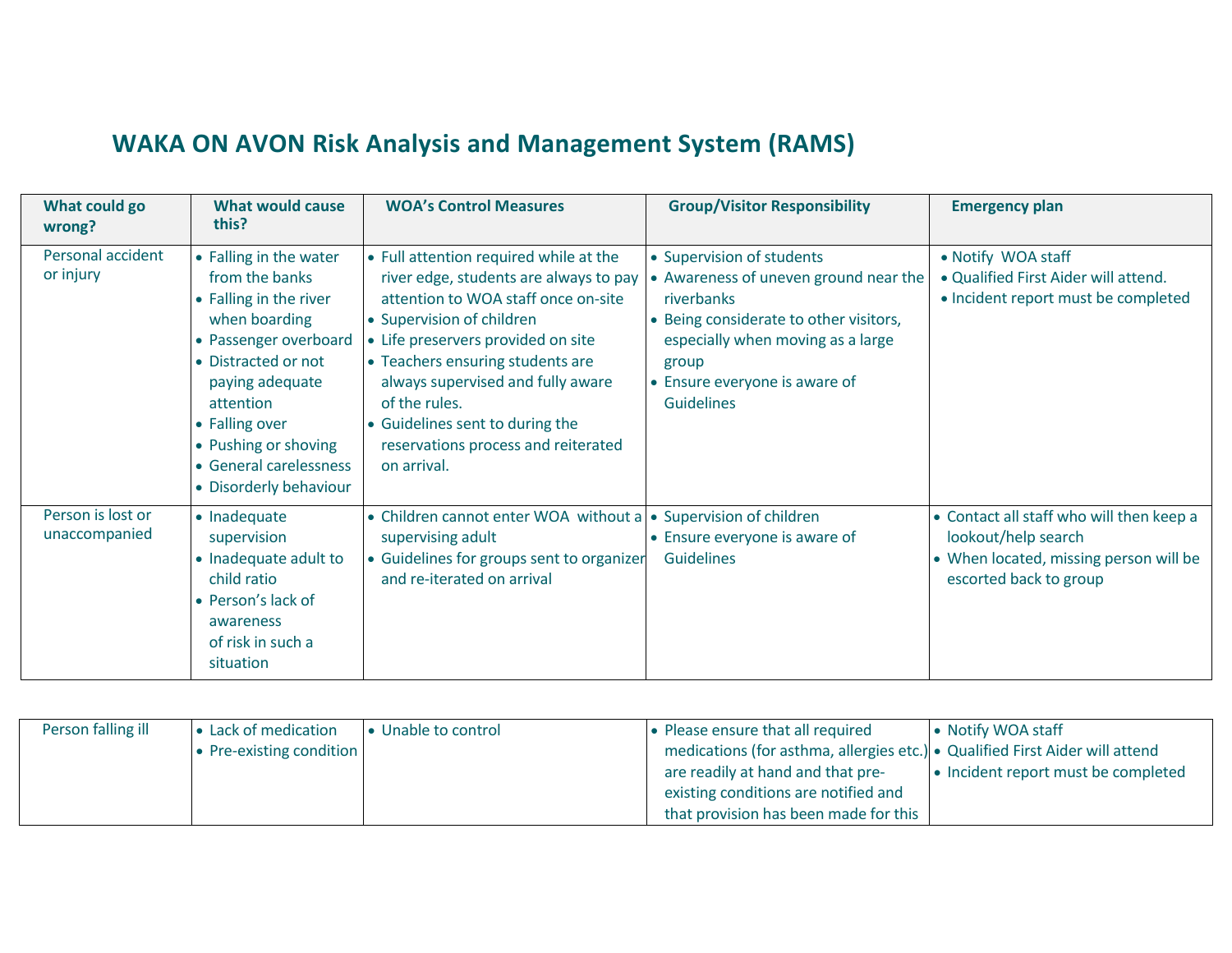# WAKA ON AVON Risk Analysis and Management System (RAMS)

| What could go wrong? | What would cause this? | WOA's Control Measures | Group/Visitor Responsibility | Emergency plan |
|---|---|---|---|---|
| Personal accident or injury | • Falling in the water from the banks<br>• Falling in the river when boarding<br>• Passenger overboard<br>• Distracted or not paying adequate attention<br>• Falling over<br>• Pushing or shoving<br>• General carelessness<br>• Disorderly behaviour | • Full attention required while at the river edge, students are always to pay attention to WOA staff once on-site<br>• Supervision of children<br>• Life preservers provided on site<br>• Teachers ensuring students are always supervised and fully aware of the rules.<br>• Guidelines sent to during the reservations process and reiterated on arrival. | • Supervision of students<br>• Awareness of uneven ground near the riverbanks<br>• Being considerate to other visitors, especially when moving as a large group<br>• Ensure everyone is aware of Guidelines | • Notify WOA staff<br>• Qualified First Aider will attend.<br>• Incident report must be completed |
| Person is lost or unaccompanied | • Inadequate supervision<br>• Inadequate adult to child ratio<br>• Person's lack of awareness of risk in such a situation | • Children cannot enter WOA without a supervising adult<br>• Guidelines for groups sent to organizer and re-iterated on arrival | • Supervision of children<br>• Ensure everyone is aware of Guidelines | • Contact all staff who will then keep a lookout/help search<br>• When located, missing person will be escorted back to group |
| Person falling ill | • Lack of medication<br>• Pre-existing condition | • Unable to control | • Please ensure that all required medications (for asthma, allergies etc.) are readily at hand and that pre-existing conditions are notified and that provision has been made for this | • Notify WOA staff<br>• Qualified First Aider will attend<br>• Incident report must be completed |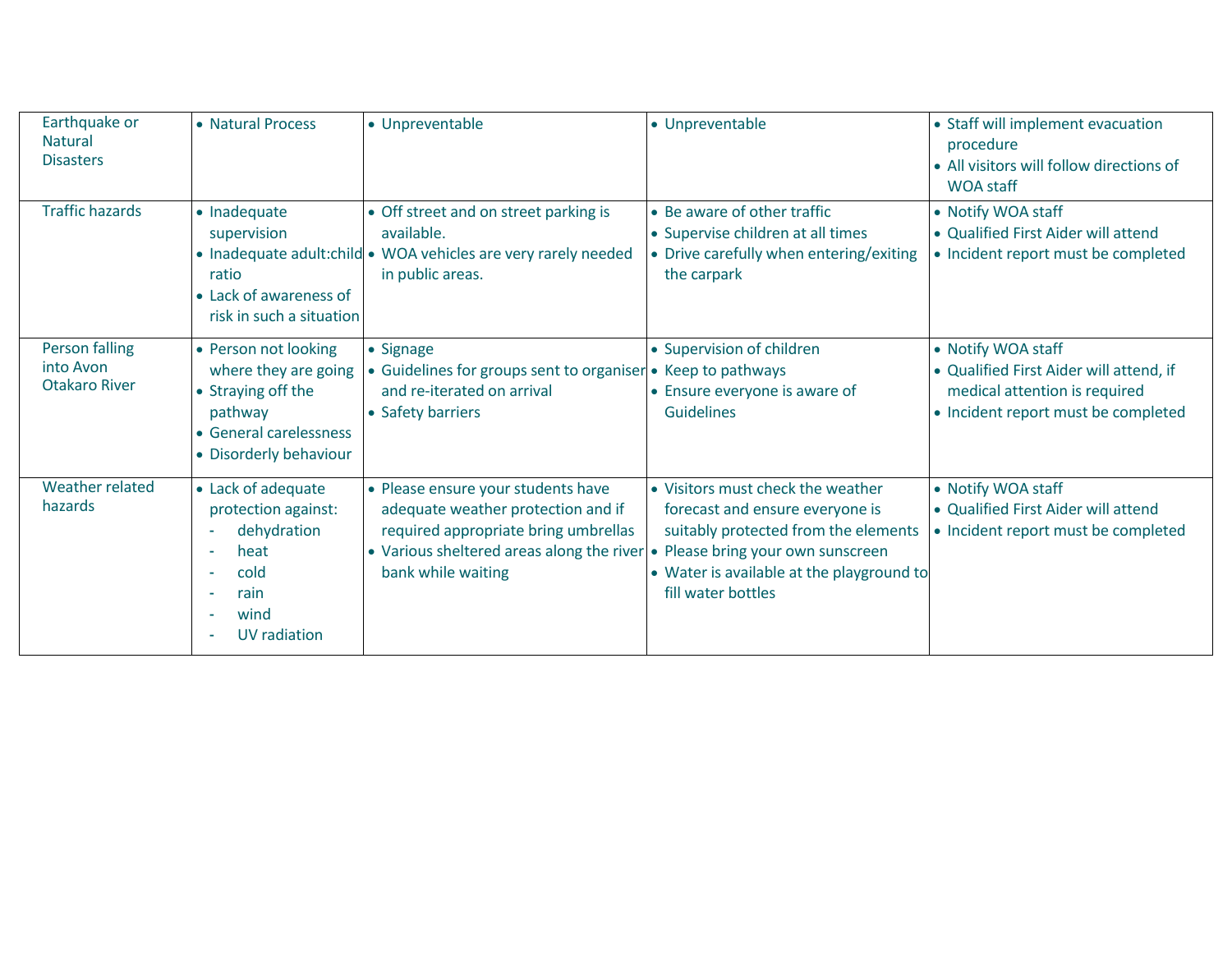| | | | | |
|---|---|---|---|---|
| Earthquake or Natural Disasters | • Natural Process | • Unpreventable | • Unpreventable | • Staff will implement evacuation procedure<br>• All visitors will follow directions of WOA staff |
| Traffic hazards | • Inadequate supervision<br>• Inadequate adult:child ratio<br>• Lack of awareness of risk in such a situation | • Off street and on street parking is available.<br>• WOA vehicles are very rarely needed in public areas. | • Be aware of other traffic<br>• Supervise children at all times<br>• Drive carefully when entering/exiting the carpark | • Notify WOA staff<br>• Qualified First Aider will attend<br>• Incident report must be completed |
| Person falling into Avon Otakaro River | • Person not looking where they are going<br>• Straying off the pathway<br>• General carelessness<br>• Disorderly behaviour | • Signage<br>• Guidelines for groups sent to organiser and re-iterated on arrival<br>• Safety barriers | • Supervision of children<br>• Keep to pathways<br>• Ensure everyone is aware of Guidelines | • Notify WOA staff<br>• Qualified First Aider will attend, if medical attention is required<br>• Incident report must be completed |
| Weather related hazards | • Lack of adequate protection against:<br>- dehydration<br>- heat<br>- cold<br>- rain<br>- wind<br>- UV radiation | • Please ensure your students have adequate weather protection and if required appropriate bring umbrellas<br>• Various sheltered areas along the river bank while waiting | • Visitors must check the weather forecast and ensure everyone is suitably protected from the elements<br>• Please bring your own sunscreen<br>• Water is available at the playground to fill water bottles | • Notify WOA staff<br>• Qualified First Aider will attend<br>• Incident report must be completed |